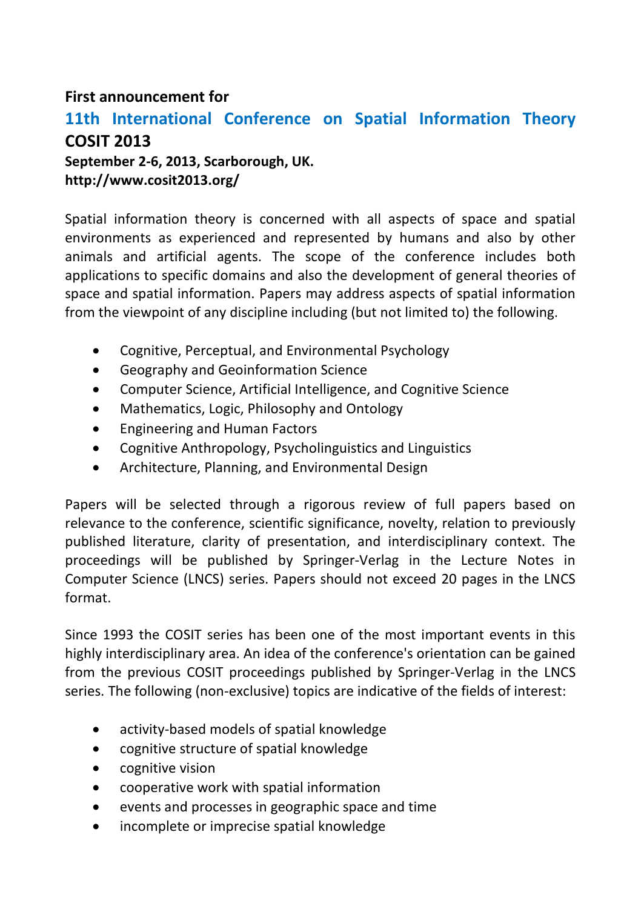**First announcement for**

# 11th International Conference on Spatial Information Theory

**COSIT 2013**

**September 2-6, 2013, Scarborough, UK.**
**http://www.cosit2013.org/**

Spatial information theory is concerned with all aspects of space and spatial environments as experienced and represented by humans and also by other animals and artificial agents. The scope of the conference includes both applications to specific domains and also the development of general theories of space and spatial information. Papers may address aspects of spatial information from the viewpoint of any discipline including (but not limited to) the following.

- Cognitive, Perceptual, and Environmental Psychology
- Geography and Geoinformation Science
- Computer Science, Artificial Intelligence, and Cognitive Science
- Mathematics, Logic, Philosophy and Ontology
- Engineering and Human Factors
- Cognitive Anthropology, Psycholinguistics and Linguistics
- Architecture, Planning, and Environmental Design

Papers will be selected through a rigorous review of full papers based on relevance to the conference, scientific significance, novelty, relation to previously published literature, clarity of presentation, and interdisciplinary context. The proceedings will be published by Springer-Verlag in the Lecture Notes in Computer Science (LNCS) series. Papers should not exceed 20 pages in the LNCS format.

Since 1993 the COSIT series has been one of the most important events in this highly interdisciplinary area. An idea of the conference's orientation can be gained from the previous COSIT proceedings published by Springer-Verlag in the LNCS series. The following (non-exclusive) topics are indicative of the fields of interest:

- activity-based models of spatial knowledge
- cognitive structure of spatial knowledge
- cognitive vision
- cooperative work with spatial information
- events and processes in geographic space and time
- incomplete or imprecise spatial knowledge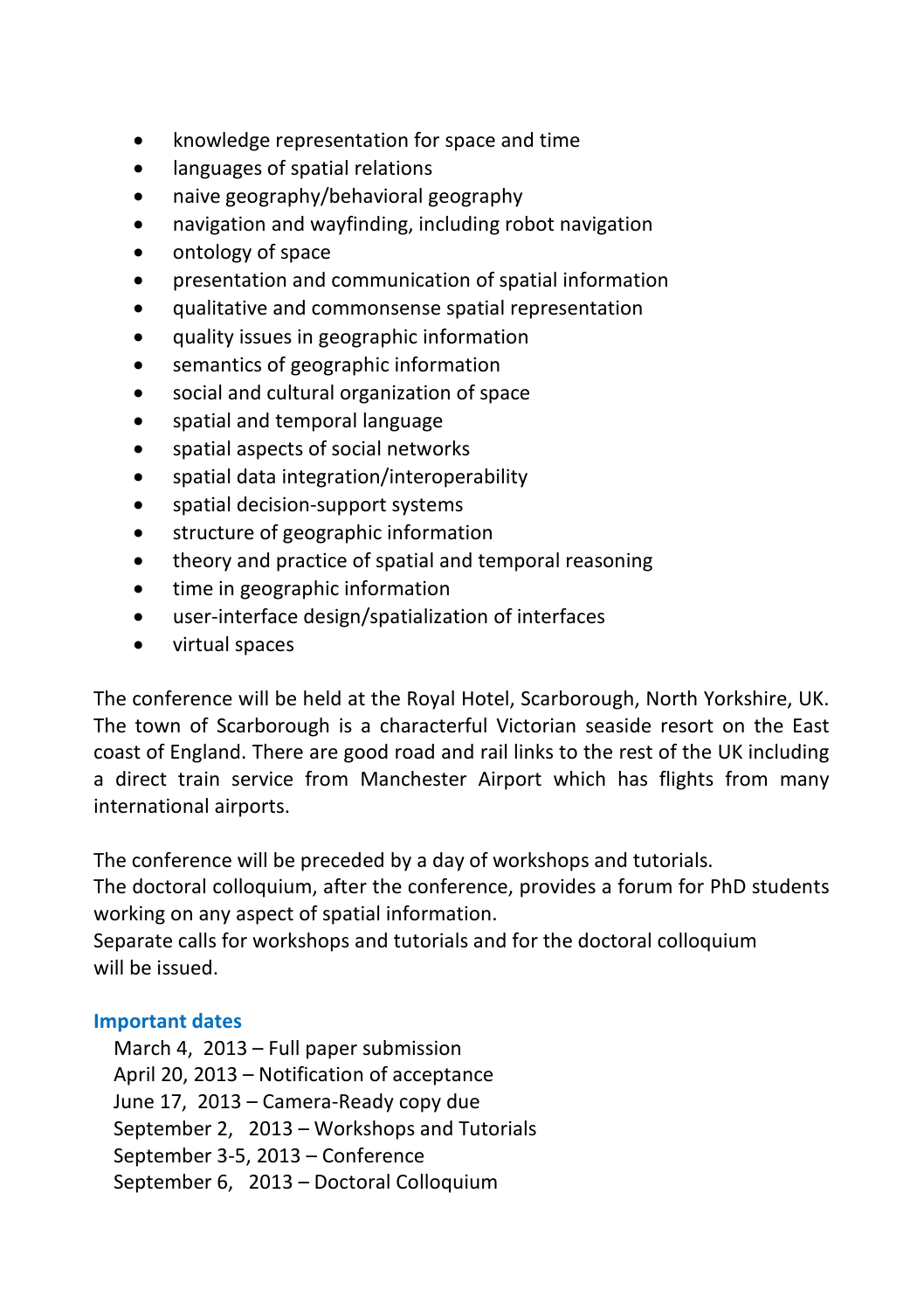- knowledge representation for space and time
- languages of spatial relations
- naive geography/behavioral geography
- navigation and wayfinding, including robot navigation
- ontology of space
- presentation and communication of spatial information
- qualitative and commonsense spatial representation
- quality issues in geographic information
- semantics of geographic information
- social and cultural organization of space
- spatial and temporal language
- spatial aspects of social networks
- spatial data integration/interoperability
- spatial decision-support systems
- structure of geographic information
- theory and practice of spatial and temporal reasoning
- time in geographic information
- user-interface design/spatialization of interfaces
- virtual spaces

The conference will be held at the Royal Hotel, Scarborough, North Yorkshire, UK. The town of Scarborough is a characterful Victorian seaside resort on the East coast of England. There are good road and rail links to the rest of the UK including a direct train service from Manchester Airport which has flights from many international airports.

The conference will be preceded by a day of workshops and tutorials.
The doctoral colloquium, after the conference, provides a forum for PhD students working on any aspect of spatial information.
Separate calls for workshops and tutorials and for the doctoral colloquium will be issued.

### Important dates

March 4, 2013 – Full paper submission
April 20, 2013 – Notification of acceptance
June 17, 2013 – Camera-Ready copy due
September 2, 2013 – Workshops and Tutorials
September 3-5, 2013 – Conference
September 6, 2013 – Doctoral Colloquium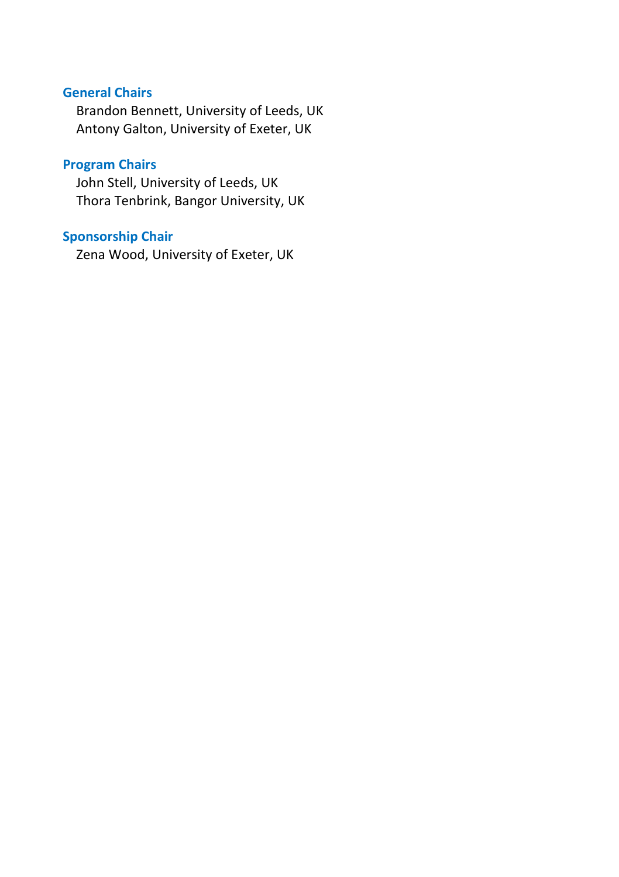### General Chairs

Brandon Bennett, University of Leeds, UK
Antony Galton, University of Exeter, UK

### Program Chairs

John Stell, University of Leeds, UK
Thora Tenbrink, Bangor University, UK

### Sponsorship Chair

Zena Wood, University of Exeter, UK